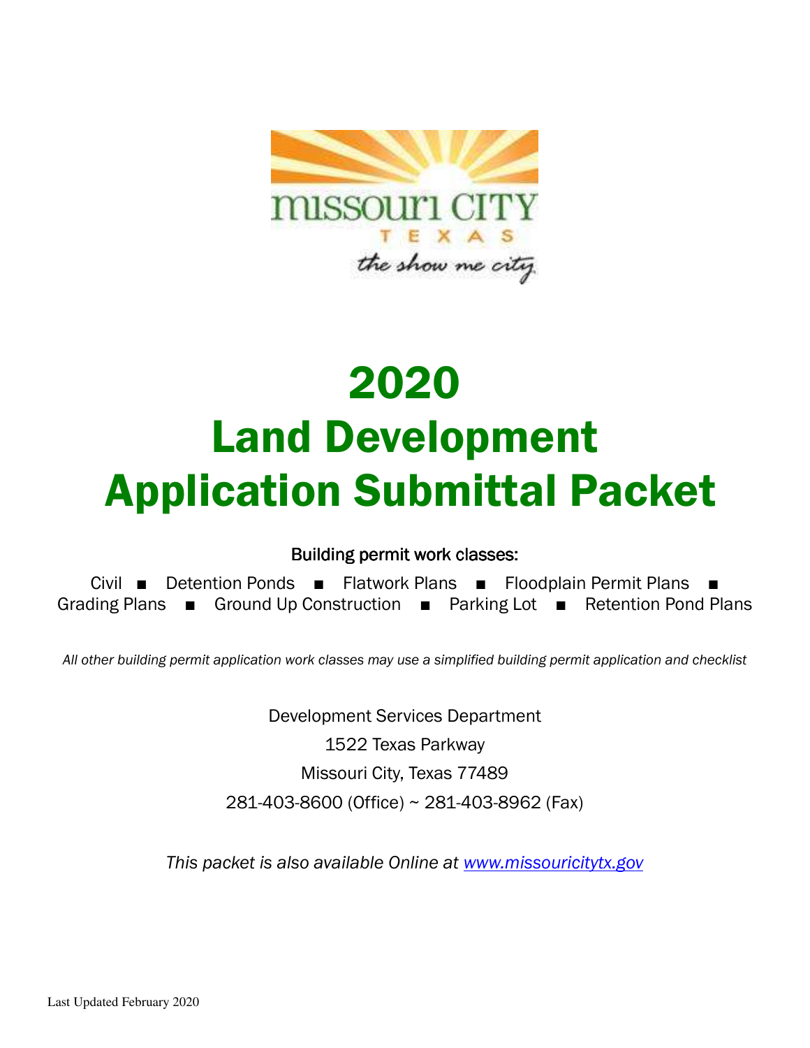# 2020 Land Development Application Submittal Packet

Building permit work classes:

Civil ■ Detention Ponds ■ Flatwork Plans ■ Floodplain Permit Plans ■ Grading Plans ■ Ground Up Construction ■ Parking Lot ■ Retention Pond Plans

*All other building permit application work classes may use a simplified building permit application and checklist*

Development Services Department
1522 Texas Parkway
Missouri City, Texas 77489
281-403-8600 (Office) ~ 281-403-8962 (Fax)

*This packet is also available Online at www.missouricitytx.gov*

Last Updated February 2020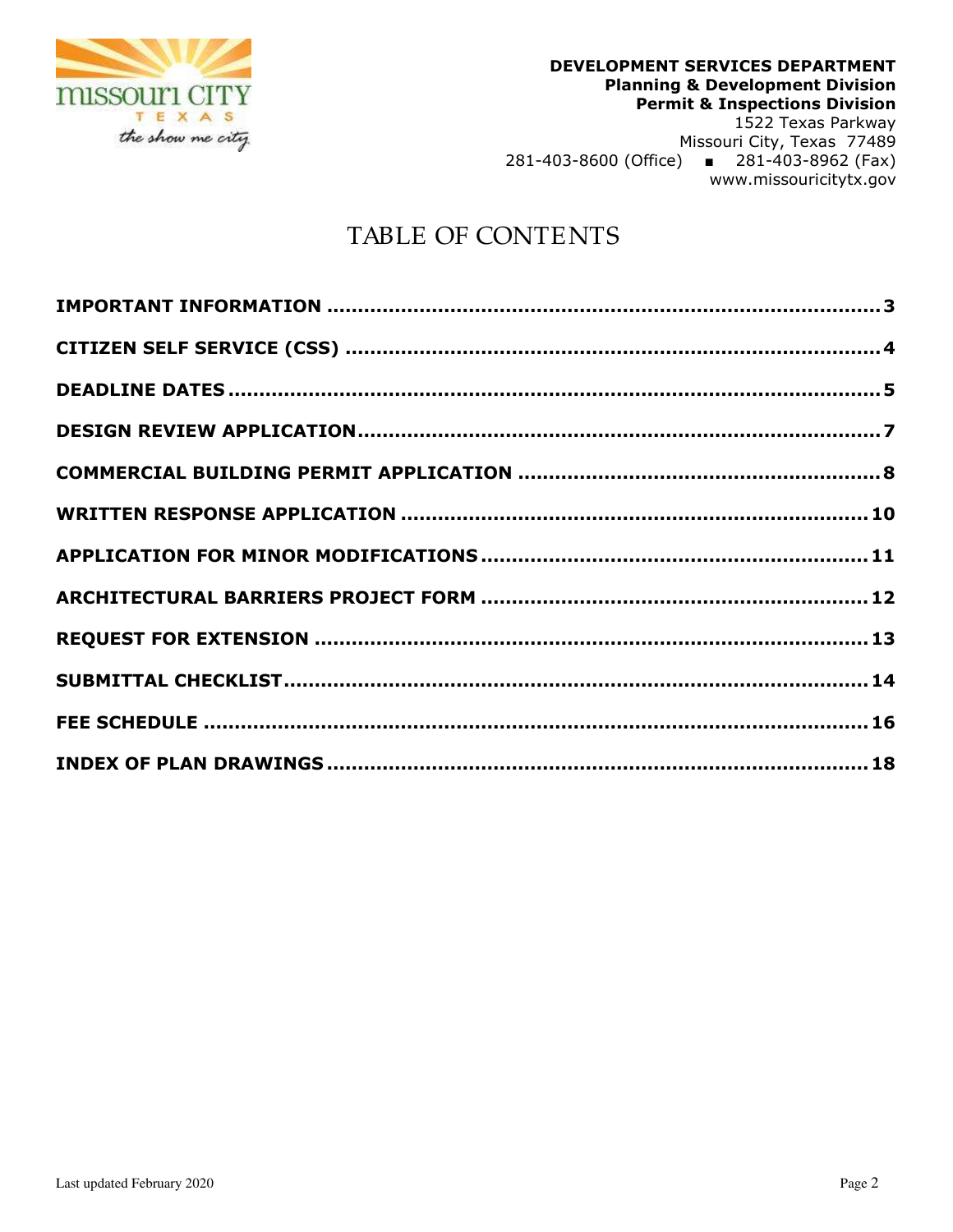**DEVELOPMENT SERVICES DEPARTMENT**
**Planning & Development Division**
**Permit & Inspections Division**
1522 Texas Parkway
Missouri City, Texas 77489
281-403-8600 (Office) ■ 281-403-8962 (Fax)
www.missouricitytx.gov

# TABLE OF CONTENTS

**IMPORTANT INFORMATION** .......... **3**

**CITIZEN SELF SERVICE (CSS)** .......... **4**

**DEADLINE DATES** .......... **5**

**DESIGN REVIEW APPLICATION** .......... **7**

**COMMERCIAL BUILDING PERMIT APPLICATION** .......... **8**

**WRITTEN RESPONSE APPLICATION** .......... **10**

**APPLICATION FOR MINOR MODIFICATIONS** .......... **11**

**ARCHITECTURAL BARRIERS PROJECT FORM** .......... **12**

**REQUEST FOR EXTENSION** .......... **13**

**SUBMITTAL CHECKLIST** .......... **14**

**FEE SCHEDULE** .......... **16**

**INDEX OF PLAN DRAWINGS** .......... **18**

Last updated February 2020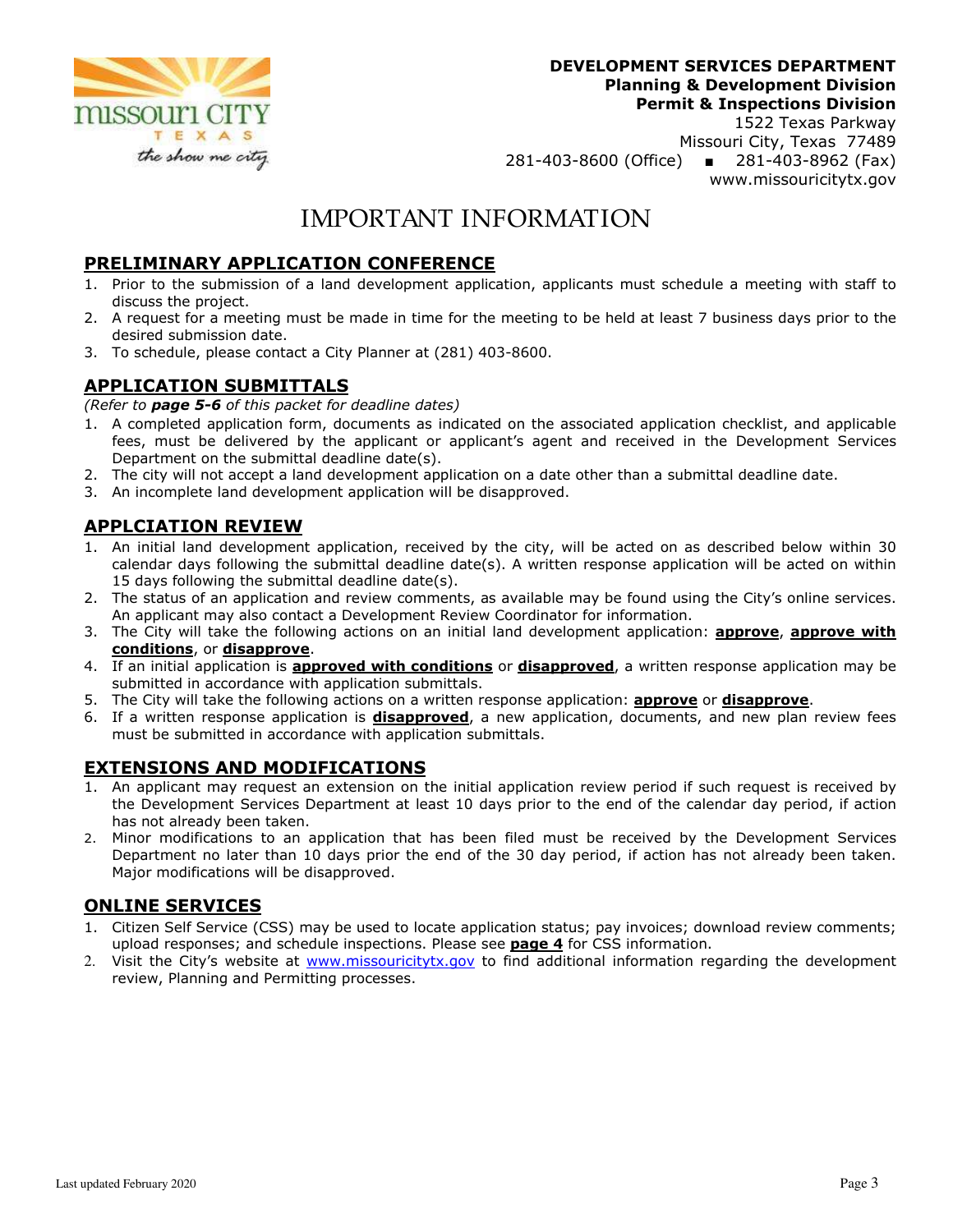**DEVELOPMENT SERVICES DEPARTMENT**
**Planning & Development Division**
**Permit & Inspections Division**
1522 Texas Parkway
Missouri City, Texas 77489
281-403-8600 (Office) ■ 281-403-8962 (Fax)
www.missouricitytx.gov

# IMPORTANT INFORMATION

## PRELIMINARY APPLICATION CONFERENCE

1. Prior to the submission of a land development application, applicants must schedule a meeting with staff to discuss the project.
2. A request for a meeting must be made in time for the meeting to be held at least 7 business days prior to the desired submission date.
3. To schedule, please contact a City Planner at (281) 403-8600.

## APPLICATION SUBMITTALS

*(Refer to **page 5-6** of this packet for deadline dates)*

1. A completed application form, documents as indicated on the associated application checklist, and applicable fees, must be delivered by the applicant or applicant's agent and received in the Development Services Department on the submittal deadline date(s).
2. The city will not accept a land development application on a date other than a submittal deadline date.
3. An incomplete land development application will be disapproved.

## APPLCIATION REVIEW

1. An initial land development application, received by the city, will be acted on as described below within 30 calendar days following the submittal deadline date(s). A written response application will be acted on within 15 days following the submittal deadline date(s).
2. The status of an application and review comments, as available may be found using the City's online services. An applicant may also contact a Development Review Coordinator for information.
3. The City will take the following actions on an initial land development application: **approve**, **approve with conditions**, or **disapprove**.
4. If an initial application is **approved with conditions** or **disapproved**, a written response application may be submitted in accordance with application submittals.
5. The City will take the following actions on a written response application: **approve** or **disapprove**.
6. If a written response application is **disapproved**, a new application, documents, and new plan review fees must be submitted in accordance with application submittals.

## EXTENSIONS AND MODIFICATIONS

1. An applicant may request an extension on the initial application review period if such request is received by the Development Services Department at least 10 days prior to the end of the calendar day period, if action has not already been taken.
2. Minor modifications to an application that has been filed must be received by the Development Services Department no later than 10 days prior the end of the 30 day period, if action has not already been taken. Major modifications will be disapproved.

## ONLINE SERVICES

1. Citizen Self Service (CSS) may be used to locate application status; pay invoices; download review comments; upload responses; and schedule inspections. Please see **page 4** for CSS information.
2. Visit the City's website at www.missouricitytx.gov to find additional information regarding the development review, Planning and Permitting processes.

Last updated February 2020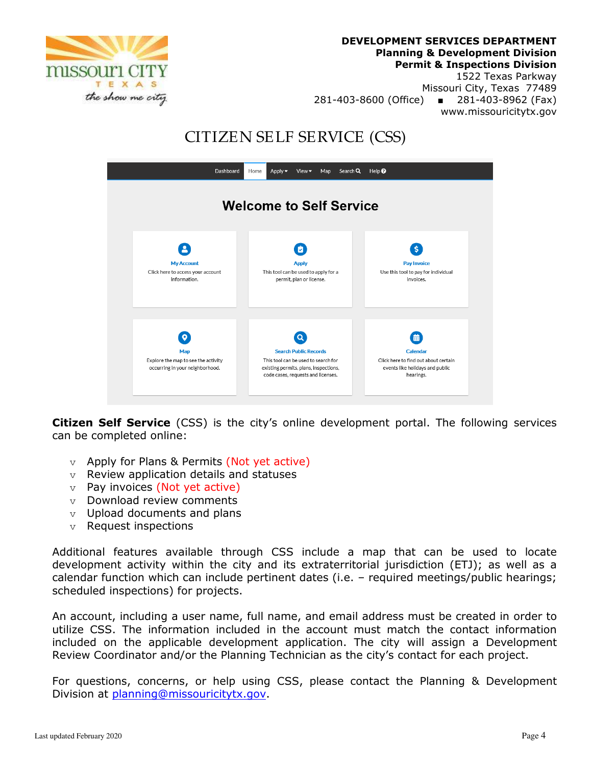**DEVELOPMENT SERVICES DEPARTMENT**
**Planning & Development Division**
**Permit & Inspections Division**
1522 Texas Parkway
Missouri City, Texas 77489
281-403-8600 (Office) ■ 281-403-8962 (Fax)
www.missouricitytx.gov

# CITIZEN SELF SERVICE (CSS)

Dashboard | Home | Apply | View | Map | Search | Help

## Welcome to Self Service

**My Account**
Click here to access your account information.

**Apply**
This tool can be used to apply for a permit, plan or license.

**Pay Invoice**
Use this tool to pay for individual invoices.

**Map**
Explore the map to see the activity occurring in your neighborhood.

**Search Public Records**
This tool can be used to search for existing permits, plans, inspections, code cases, requests and licenses.

**Calendar**
Click here to find out about certain events like holidays and public hearings.

**Citizen Self Service** (CSS) is the city's online development portal. The following services can be completed online:

- Apply for Plans & Permits (Not yet active)
- Review application details and statuses
- Pay invoices (Not yet active)
- Download review comments
- Upload documents and plans
- Request inspections

Additional features available through CSS include a map that can be used to locate development activity within the city and its extraterritorial jurisdiction (ETJ); as well as a calendar function which can include pertinent dates (i.e. – required meetings/public hearings; scheduled inspections) for projects.

An account, including a user name, full name, and email address must be created in order to utilize CSS. The information included in the account must match the contact information included on the applicable development application. The city will assign a Development Review Coordinator and/or the Planning Technician as the city's contact for each project.

For questions, concerns, or help using CSS, please contact the Planning & Development Division at planning@missouricitytx.gov.

Last updated February 2020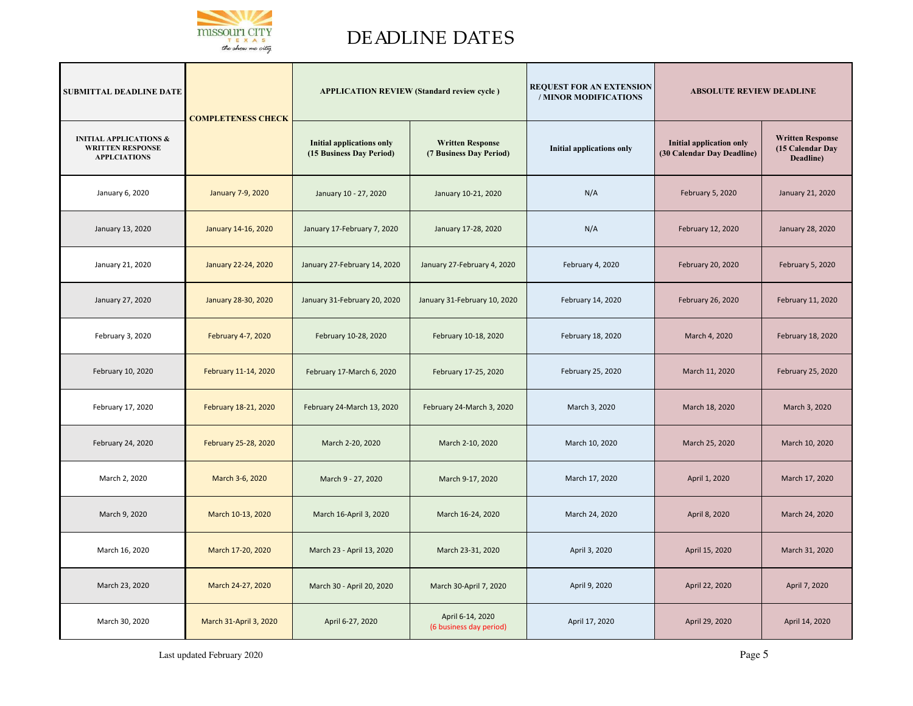# DEADLINE DATES

| SUBMITTAL DEADLINE DATE | COMPLETENESS CHECK | APPLICATION REVIEW (Standard review cycle ) | | REQUEST FOR AN EXTENSION / MINOR MODIFICATIONS | ABSOLUTE REVIEW DEADLINE | |
|---|---|---|---|---|---|---|
| INITIAL APPLICATIONS & WRITTEN RESPONSE APPLCIATIONS | | Initial applications only (15 Business Day Period) | Written Response (7 Business Day Period) | Initial applications only | Initial application only (30 Calendar Day Deadline) | Written Response (15 Calendar Day Deadline) |
| January 6, 2020 | January 7-9, 2020 | January 10 - 27, 2020 | January 10-21, 2020 | N/A | February 5, 2020 | January 21, 2020 |
| January 13, 2020 | January 14-16, 2020 | January 17-February 7, 2020 | January 17-28, 2020 | N/A | February 12, 2020 | January 28, 2020 |
| January 21, 2020 | January 22-24, 2020 | January 27-February 14, 2020 | January 27-February 4, 2020 | February 4, 2020 | February 20, 2020 | February 5, 2020 |
| January 27, 2020 | January 28-30, 2020 | January 31-February 20, 2020 | January 31-February 10, 2020 | February 14, 2020 | February 26, 2020 | February 11, 2020 |
| February 3, 2020 | February 4-7, 2020 | February 10-28, 2020 | February 10-18, 2020 | February 18, 2020 | March 4, 2020 | February 18, 2020 |
| February 10, 2020 | February 11-14, 2020 | February 17-March 6, 2020 | February 17-25, 2020 | February 25, 2020 | March 11, 2020 | February 25, 2020 |
| February 17, 2020 | February 18-21, 2020 | February 24-March 13, 2020 | February 24-March 3, 2020 | March 3, 2020 | March 18, 2020 | March 3, 2020 |
| February 24, 2020 | February 25-28, 2020 | March 2-20, 2020 | March 2-10, 2020 | March 10, 2020 | March 25, 2020 | March 10, 2020 |
| March 2, 2020 | March 3-6, 2020 | March 9 - 27, 2020 | March 9-17, 2020 | March 17, 2020 | April 1, 2020 | March 17, 2020 |
| March 9, 2020 | March 10-13, 2020 | March 16-April 3, 2020 | March 16-24, 2020 | March 24, 2020 | April 8, 2020 | March 24, 2020 |
| March 16, 2020 | March 17-20, 2020 | March 23 - April 13, 2020 | March 23-31, 2020 | April 3, 2020 | April 15, 2020 | March 31, 2020 |
| March 23, 2020 | March 24-27, 2020 | March 30 - April 20, 2020 | March 30-April 7, 2020 | April 9, 2020 | April 22, 2020 | April 7, 2020 |
| March 30, 2020 | March 31-April 3, 2020 | April 6-27, 2020 | April 6-14, 2020 (6 business day period) | April 17, 2020 | April 29, 2020 | April 14, 2020 |

Last updated February 2020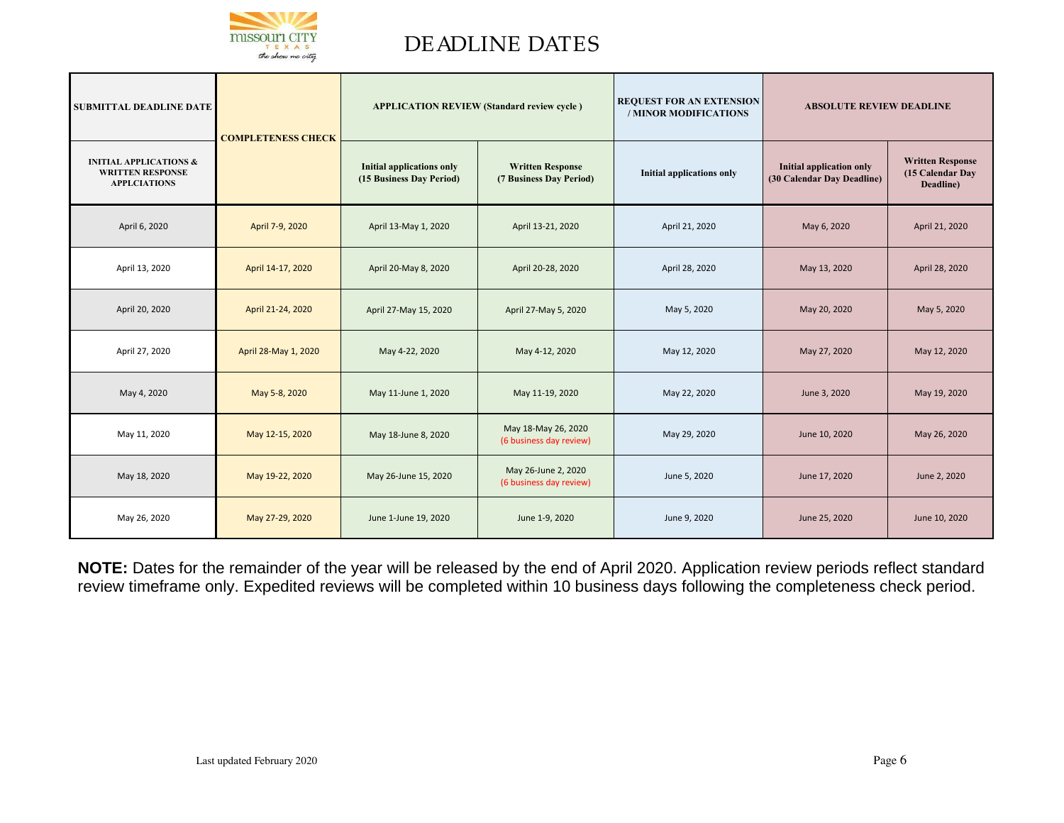# DEADLINE DATES

| SUBMITTAL DEADLINE DATE | COMPLETENESS CHECK | APPLICATION REVIEW (Standard review cycle ) | | REQUEST FOR AN EXTENSION / MINOR MODIFICATIONS | ABSOLUTE REVIEW DEADLINE | |
|---|---|---|---|---|---|---|
| INITIAL APPLICATIONS & WRITTEN RESPONSE APPLCIATIONS | | Initial applications only (15 Business Day Period) | Written Response (7 Business Day Period) | Initial applications only | Initial application only (30 Calendar Day Deadline) | Written Response (15 Calendar Day Deadline) |
| April 6, 2020 | April 7-9, 2020 | April 13-May 1, 2020 | April 13-21, 2020 | April 21, 2020 | May 6, 2020 | April 21, 2020 |
| April 13, 2020 | April 14-17, 2020 | April 20-May 8, 2020 | April 20-28, 2020 | April 28, 2020 | May 13, 2020 | April 28, 2020 |
| April 20, 2020 | April 21-24, 2020 | April 27-May 15, 2020 | April 27-May 5, 2020 | May 5, 2020 | May 20, 2020 | May 5, 2020 |
| April 27, 2020 | April 28-May 1, 2020 | May 4-22, 2020 | May 4-12, 2020 | May 12, 2020 | May 27, 2020 | May 12, 2020 |
| May 4, 2020 | May 5-8, 2020 | May 11-June 1, 2020 | May 11-19, 2020 | May 22, 2020 | June 3, 2020 | May 19, 2020 |
| May 11, 2020 | May 12-15, 2020 | May 18-June 8, 2020 | May 18-May 26, 2020 (6 business day review) | May 29, 2020 | June 10, 2020 | May 26, 2020 |
| May 18, 2020 | May 19-22, 2020 | May 26-June 15, 2020 | May 26-June 2, 2020 (6 business day review) | June 5, 2020 | June 17, 2020 | June 2, 2020 |
| May 26, 2020 | May 27-29, 2020 | June 1-June 19, 2020 | June 1-9, 2020 | June 9, 2020 | June 25, 2020 | June 10, 2020 |

**NOTE:** Dates for the remainder of the year will be released by the end of April 2020. Application review periods reflect standard review timeframe only. Expedited reviews will be completed within 10 business days following the completeness check period.

Last updated February 2020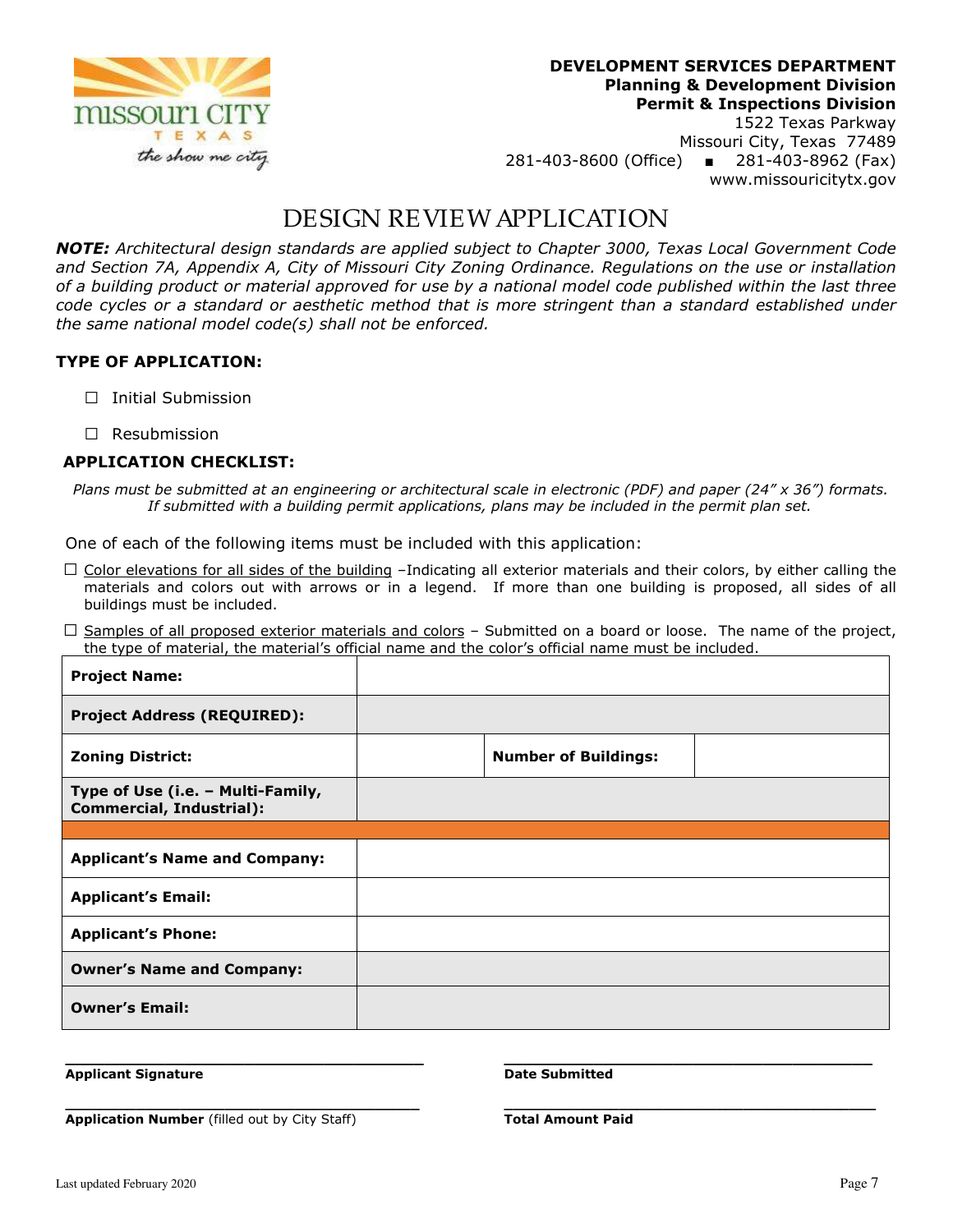**DEVELOPMENT SERVICES DEPARTMENT**
**Planning & Development Division**
**Permit & Inspections Division**
1522 Texas Parkway
Missouri City, Texas 77489
281-403-8600 (Office) ▪ 281-403-8962 (Fax)
www.missouricitytx.gov

# DESIGN REVIEW APPLICATION

***NOTE:*** *Architectural design standards are applied subject to Chapter 3000, Texas Local Government Code and Section 7A, Appendix A, City of Missouri City Zoning Ordinance. Regulations on the use or installation of a building product or material approved for use by a national model code published within the last three code cycles or a standard or aesthetic method that is more stringent than a standard established under the same national model code(s) shall not be enforced.*

### TYPE OF APPLICATION:

☐ Initial Submission

☐ Resubmission

### APPLICATION CHECKLIST:

*Plans must be submitted at an engineering or architectural scale in electronic (PDF) and paper (24" x 36") formats. If submitted with a building permit applications, plans may be included in the permit plan set.*

One of each of the following items must be included with this application:

☐ Color elevations for all sides of the building –Indicating all exterior materials and their colors, by either calling the materials and colors out with arrows or in a legend. If more than one building is proposed, all sides of all buildings must be included.

☐ Samples of all proposed exterior materials and colors – Submitted on a board or loose. The name of the project, the type of material, the material's official name and the color's official name must be included.

| | | | |
|---|---|---|---|
| **Project Name:** | | | |
| **Project Address (REQUIRED):** | | | |
| **Zoning District:** | | **Number of Buildings:** | |
| **Type of Use (i.e. – Multi-Family, Commercial, Industrial):** | | | |
| | | | |
| **Applicant's Name and Company:** | | | |
| **Applicant's Email:** | | | |
| **Applicant's Phone:** | | | |
| **Owner's Name and Company:** | | | |
| **Owner's Email:** | | | |

\_\_\_\_\_\_\_\_\_\_\_\_\_\_\_\_\_\_\_\_\_\_\_\_\_\_\_\_\_\_\_\_\_\_\_\_
**Applicant Signature**

\_\_\_\_\_\_\_\_\_\_\_\_\_\_\_\_\_\_\_\_\_\_\_\_\_\_\_\_\_\_\_\_\_\_\_\_
**Date Submitted**

\_\_\_\_\_\_\_\_\_\_\_\_\_\_\_\_\_\_\_\_\_\_\_\_\_\_\_\_\_\_\_\_\_\_\_\_
**Application Number** (filled out by City Staff)

\_\_\_\_\_\_\_\_\_\_\_\_\_\_\_\_\_\_\_\_\_\_\_\_\_\_\_\_\_\_\_\_\_\_\_\_
**Total Amount Paid**

Last updated February 2020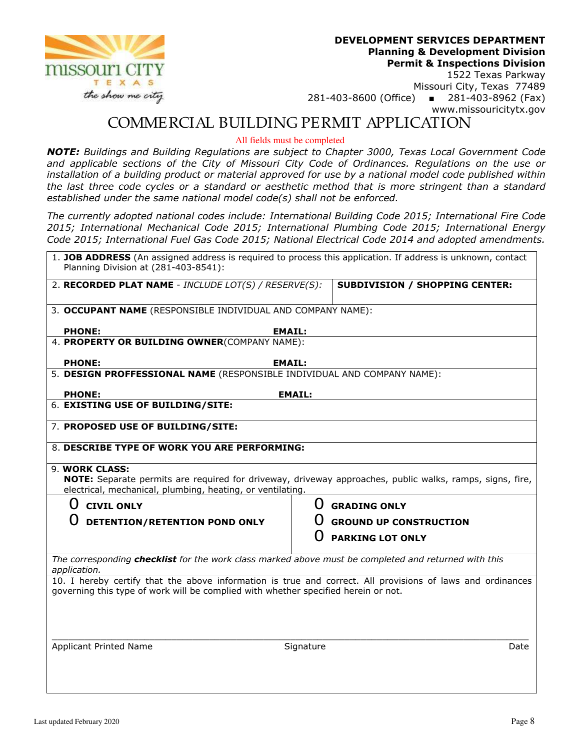**DEVELOPMENT SERVICES DEPARTMENT**
**Planning & Development Division**
**Permit & Inspections Division**
1522 Texas Parkway
Missouri City, Texas 77489
281-403-8600 (Office) ▪ 281-403-8962 (Fax)
www.missouricitytx.gov

# COMMERCIAL BUILDING PERMIT APPLICATION

All fields must be completed

***NOTE:*** *Buildings and Building Regulations are subject to Chapter 3000, Texas Local Government Code and applicable sections of the City of Missouri City Code of Ordinances. Regulations on the use or installation of a building product or material approved for use by a national model code published within the last three code cycles or a standard or aesthetic method that is more stringent than a standard established under the same national model code(s) shall not be enforced.*

*The currently adopted national codes include: International Building Code 2015; International Fire Code 2015; International Mechanical Code 2015; International Plumbing Code 2015; International Energy Code 2015; International Fuel Gas Code 2015; National Electrical Code 2014 and adopted amendments.*

1. **JOB ADDRESS** (An assigned address is required to process this application. If address is unknown, contact Planning Division at (281-403-8541):

2. **RECORDED PLAT NAME** - *INCLUDE LOT(S) / RESERVE(S):*

   **SUBDIVISION / SHOPPING CENTER:**

3. **OCCUPANT NAME** (RESPONSIBLE INDIVIDUAL AND COMPANY NAME):

   **PHONE:** **EMAIL:**

4. **PROPERTY OR BUILDING OWNER**(COMPANY NAME):

   **PHONE:** **EMAIL:**

5. **DESIGN PROFFESSIONAL NAME** (RESPONSIBLE INDIVIDUAL AND COMPANY NAME):

   **PHONE:** **EMAIL:**

6. **EXISTING USE OF BUILDING/SITE:**

7. **PROPOSED USE OF BUILDING/SITE:**

8. **DESCRIBE TYPE OF WORK YOU ARE PERFORMING:**

9. **WORK CLASS:**
   **NOTE:** Separate permits are required for driveway, driveway approaches, public walks, ramps, signs, fire, electrical, mechanical, plumbing, heating, or ventilating.

   - O **CIVIL ONLY**
   - O **DETENTION/RETENTION POND ONLY**
   - O **GRADING ONLY**
   - O **GROUND UP CONSTRUCTION**
   - O **PARKING LOT ONLY**

*The corresponding* ***checklist*** *for the work class marked above must be completed and returned with this application.*

10. I hereby certify that the above information is true and correct. All provisions of laws and ordinances governing this type of work will be complied with whether specified herein or not.

_______________________________________________________________________________

Applicant Printed Name Signature Date

Last updated February 2020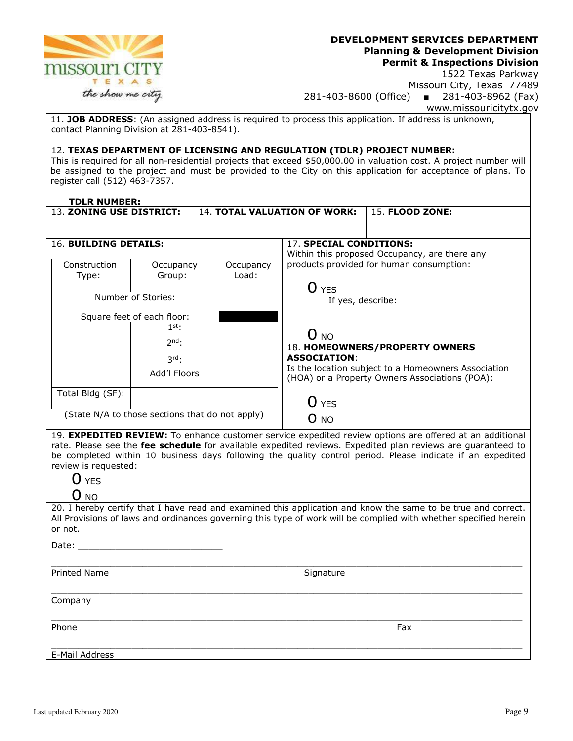**DEVELOPMENT SERVICES DEPARTMENT**
**Planning & Development Division**
**Permit & Inspections Division**
1522 Texas Parkway
Missouri City, Texas 77489
281-403-8600 (Office) ▪ 281-403-8962 (Fax)
www.missouricitytx.gov

11. **JOB ADDRESS**: (An assigned address is required to process this application. If address is unknown, contact Planning Division at 281-403-8541).

12. **TEXAS DEPARTMENT OF LICENSING AND REGULATION (TDLR) PROJECT NUMBER:** This is required for all non-residential projects that exceed $50,000.00 in valuation cost. A project number will be assigned to the project and must be provided to the City on this application for acceptance of plans. To register call (512) 463-7357.

**TDLR NUMBER:**

| 13. **ZONING USE DISTRICT:** | 14. **TOTAL VALUATION OF WORK:** | 15. **FLOOD ZONE:** |
|---|---|---|
| | | |

16. **BUILDING DETAILS:**

| Construction Type: | Occupancy Group: | Occupancy Load: |
|---|---|---|
| | | |
| Number of Stories: | | |
| Square feet of each floor: | | |
| | 1st: | |
| | 2nd: | |
| | 3rd: | |
| | Add'l Floors | |
| Total Bldg (SF): | | |

(State N/A to those sections that do not apply)

17. **SPECIAL CONDITIONS:**
Within this proposed Occupancy, are there any products provided for human consumption:

O YES
If yes, describe:

O NO

18. **HOMEOWNERS/PROPERTY OWNERS ASSOCIATION**:
Is the location subject to a Homeowners Association (HOA) or a Property Owners Associations (POA):

O YES
O NO

19. **EXPEDITED REVIEW:** To enhance customer service expedited review options are offered at an additional rate. Please see the **fee schedule** for available expedited reviews. Expedited plan reviews are guaranteed to be completed within 10 business days following the quality control period. Please indicate if an expedited review is requested:

O YES
O NO

20. I hereby certify that I have read and examined this application and know the same to be true and correct. All Provisions of laws and ordinances governing this type of work will be complied with whether specified herein or not.

Date: ___________________________

______________________________________________________________________
Printed Name Signature

______________________________________________________________________
Company

______________________________________________________________________
Phone Fax

______________________________________________________________________
E-Mail Address

Last updated February 2020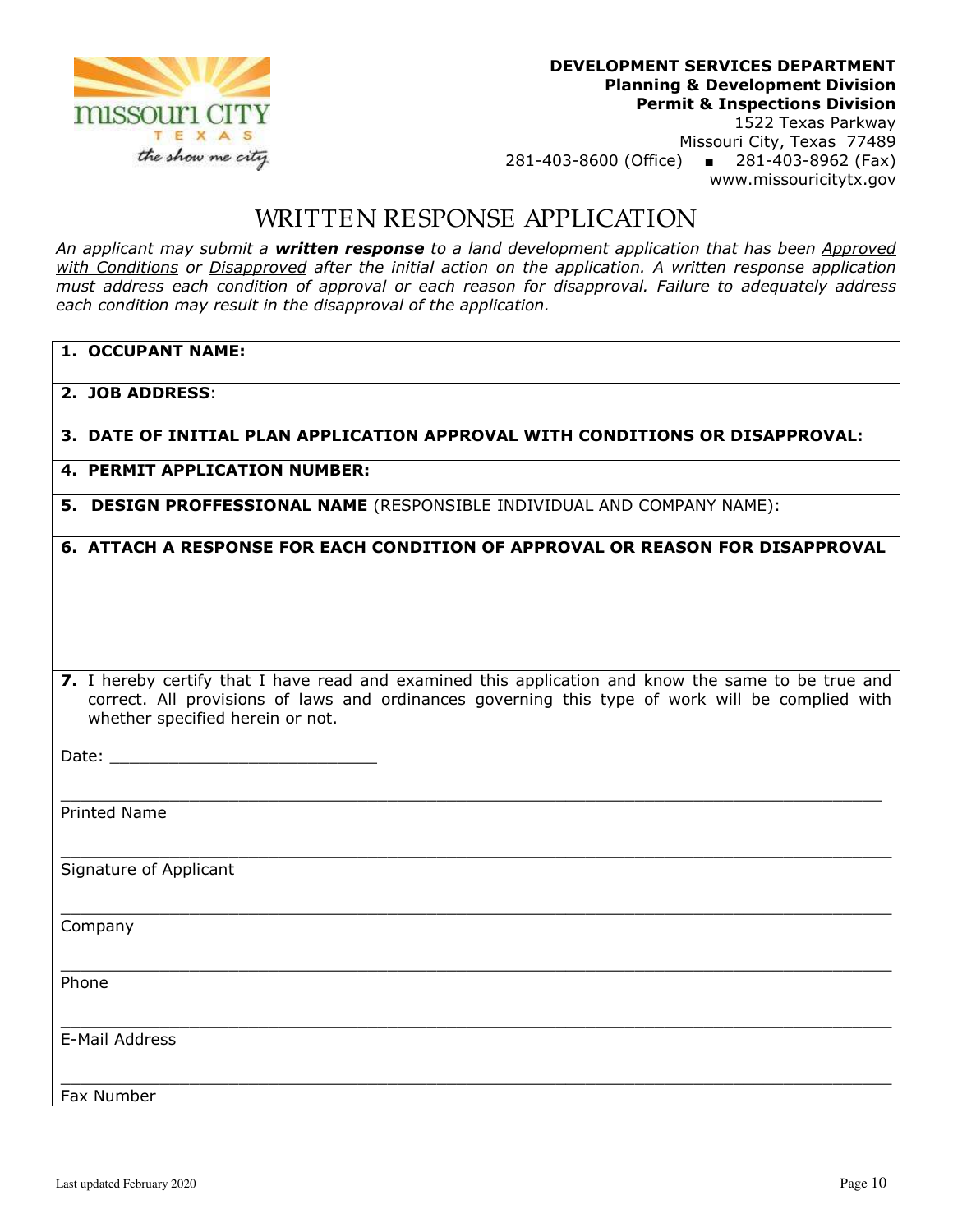**DEVELOPMENT SERVICES DEPARTMENT**
**Planning & Development Division**
**Permit & Inspections Division**
1522 Texas Parkway
Missouri City, Texas 77489
281-403-8600 (Office) ▪ 281-403-8962 (Fax)
www.missouricitytx.gov

# WRITTEN RESPONSE APPLICATION

*An applicant may submit a **written response** to a land development application that has been Approved with Conditions or Disapproved after the initial action on the application. A written response application must address each condition of approval or each reason for disapproval. Failure to adequately address each condition may result in the disapproval of the application.*

1. **OCCUPANT NAME:**

2. **JOB ADDRESS**:

3. **DATE OF INITIAL PLAN APPLICATION APPROVAL WITH CONDITIONS OR DISAPPROVAL:**

4. **PERMIT APPLICATION NUMBER:**

5. **DESIGN PROFFESSIONAL NAME** (RESPONSIBLE INDIVIDUAL AND COMPANY NAME):

6. **ATTACH A RESPONSE FOR EACH CONDITION OF APPROVAL OR REASON FOR DISAPPROVAL**

7. I hereby certify that I have read and examined this application and know the same to be true and correct. All provisions of laws and ordinances governing this type of work will be complied with whether specified herein or not.

Date: ___________________________

_______________________________________________
Printed Name

_______________________________________________
Signature of Applicant

_______________________________________________
Company

_______________________________________________
Phone

_______________________________________________
E-Mail Address

_______________________________________________
Fax Number

Last updated February 2020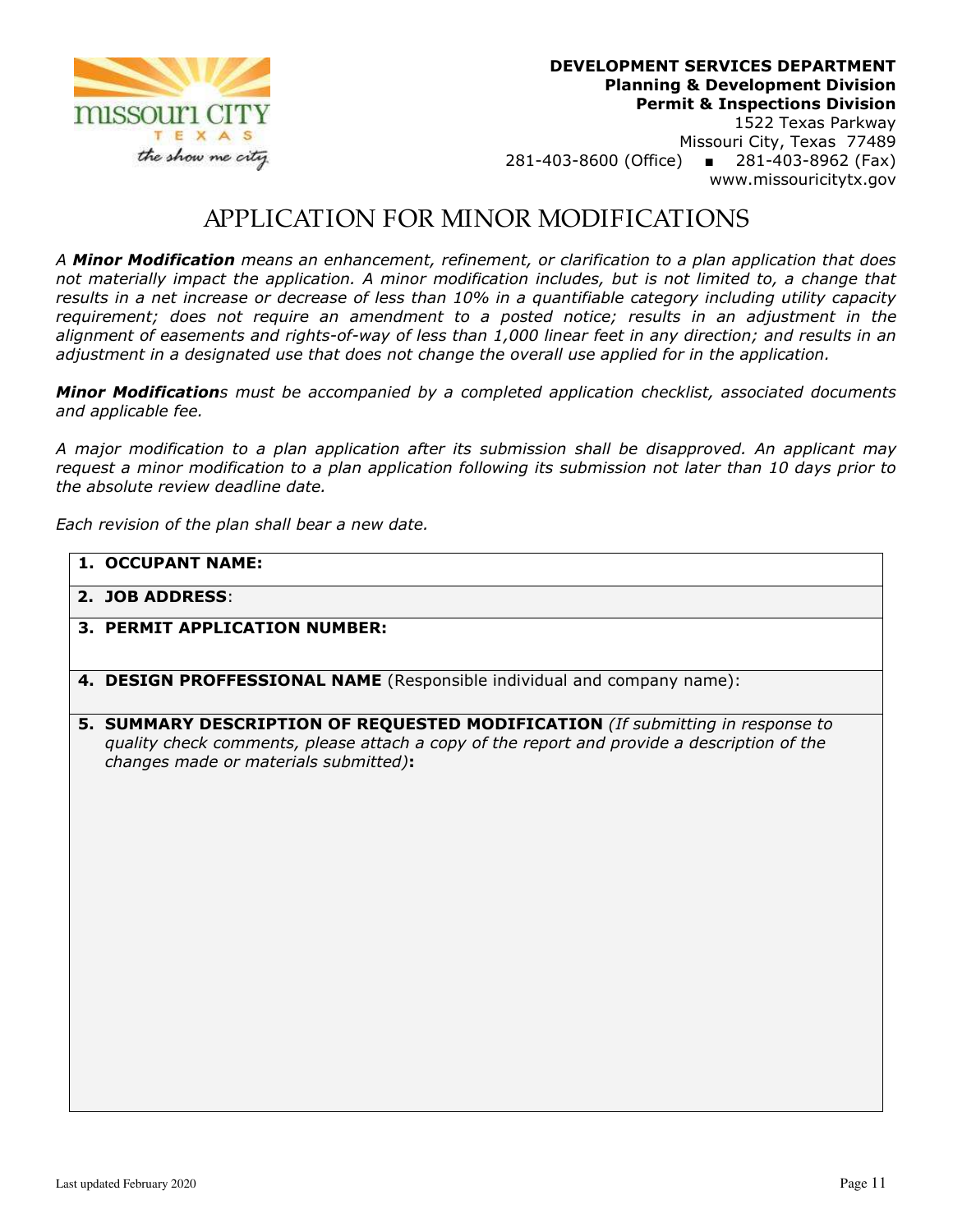**DEVELOPMENT SERVICES DEPARTMENT**
**Planning & Development Division**
**Permit & Inspections Division**
1522 Texas Parkway
Missouri City, Texas 77489
281-403-8600 (Office) ▪ 281-403-8962 (Fax)
www.missouricitytx.gov

# APPLICATION FOR MINOR MODIFICATIONS

*A **Minor Modification** means an enhancement, refinement, or clarification to a plan application that does not materially impact the application. A minor modification includes, but is not limited to, a change that results in a net increase or decrease of less than 10% in a quantifiable category including utility capacity requirement; does not require an amendment to a posted notice; results in an adjustment in the alignment of easements and rights-of-way of less than 1,000 linear feet in any direction; and results in an adjustment in a designated use that does not change the overall use applied for in the application.*

***Minor Modification**s must be accompanied by a completed application checklist, associated documents and applicable fee.*

*A major modification to a plan application after its submission shall be disapproved. An applicant may request a minor modification to a plan application following its submission not later than 10 days prior to the absolute review deadline date.*

*Each revision of the plan shall bear a new date.*

1. **OCCUPANT NAME:**
2. **JOB ADDRESS**:
3. **PERMIT APPLICATION NUMBER:**
4. **DESIGN PROFFESSIONAL NAME** (Responsible individual and company name):
5. **SUMMARY DESCRIPTION OF REQUESTED MODIFICATION** *(If submitting in response to quality check comments, please attach a copy of the report and provide a description of the changes made or materials submitted)***:**

Last updated February 2020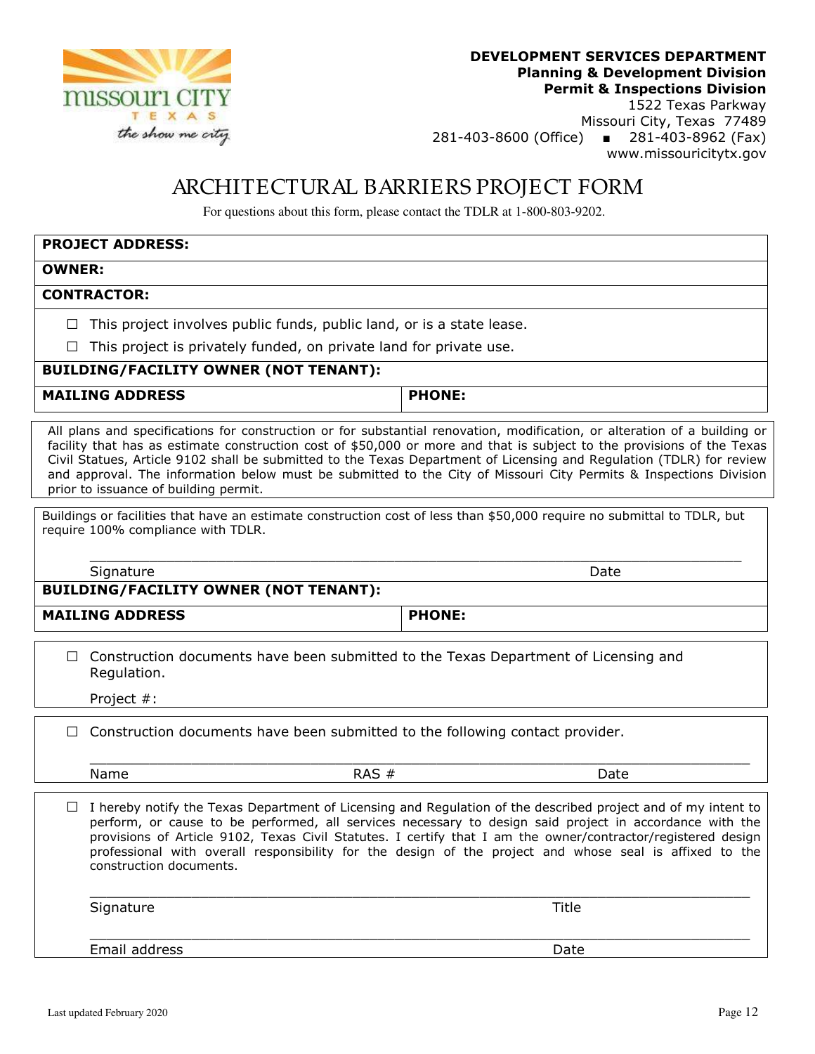**DEVELOPMENT SERVICES DEPARTMENT**
**Planning & Development Division**
**Permit & Inspections Division**
1522 Texas Parkway
Missouri City, Texas 77489
281-403-8600 (Office) ■ 281-403-8962 (Fax)
www.missouricitytx.gov

# ARCHITECTURAL BARRIERS PROJECT FORM

For questions about this form, please contact the TDLR at 1-800-803-9202.

**PROJECT ADDRESS:**

**OWNER:**

**CONTRACTOR:**

☐ This project involves public funds, public land, or is a state lease.

☐ This project is privately funded, on private land for private use.

**BUILDING/FACILITY OWNER (NOT TENANT):**

| **MAILING ADDRESS** | **PHONE:** |
|---|---|

All plans and specifications for construction or for substantial renovation, modification, or alteration of a building or facility that has as estimate construction cost of $50,000 or more and that is subject to the provisions of the Texas Civil Statues, Article 9102 shall be submitted to the Texas Department of Licensing and Regulation (TDLR) for review and approval. The information below must be submitted to the City of Missouri City Permits & Inspections Division prior to issuance of building permit.

Buildings or facilities that have an estimate construction cost of less than $50,000 require no submittal to TDLR, but require 100% compliance with TDLR.

______________________________________________________________________________

Signature Date

**BUILDING/FACILITY OWNER (NOT TENANT):**

| **MAILING ADDRESS** | **PHONE:** |
|---|---|

☐ Construction documents have been submitted to the Texas Department of Licensing and Regulation.

Project #:

☐ Construction documents have been submitted to the following contact provider.

______________________________________________________________________________

Name RAS # Date

☐ I hereby notify the Texas Department of Licensing and Regulation of the described project and of my intent to perform, or cause to be performed, all services necessary to design said project in accordance with the provisions of Article 9102, Texas Civil Statutes. I certify that I am the owner/contractor/registered design professional with overall responsibility for the design of the project and whose seal is affixed to the construction documents.

______________________________________________________________________________

Signature Title

______________________________________________________________________________

Email address Date

Last updated February 2020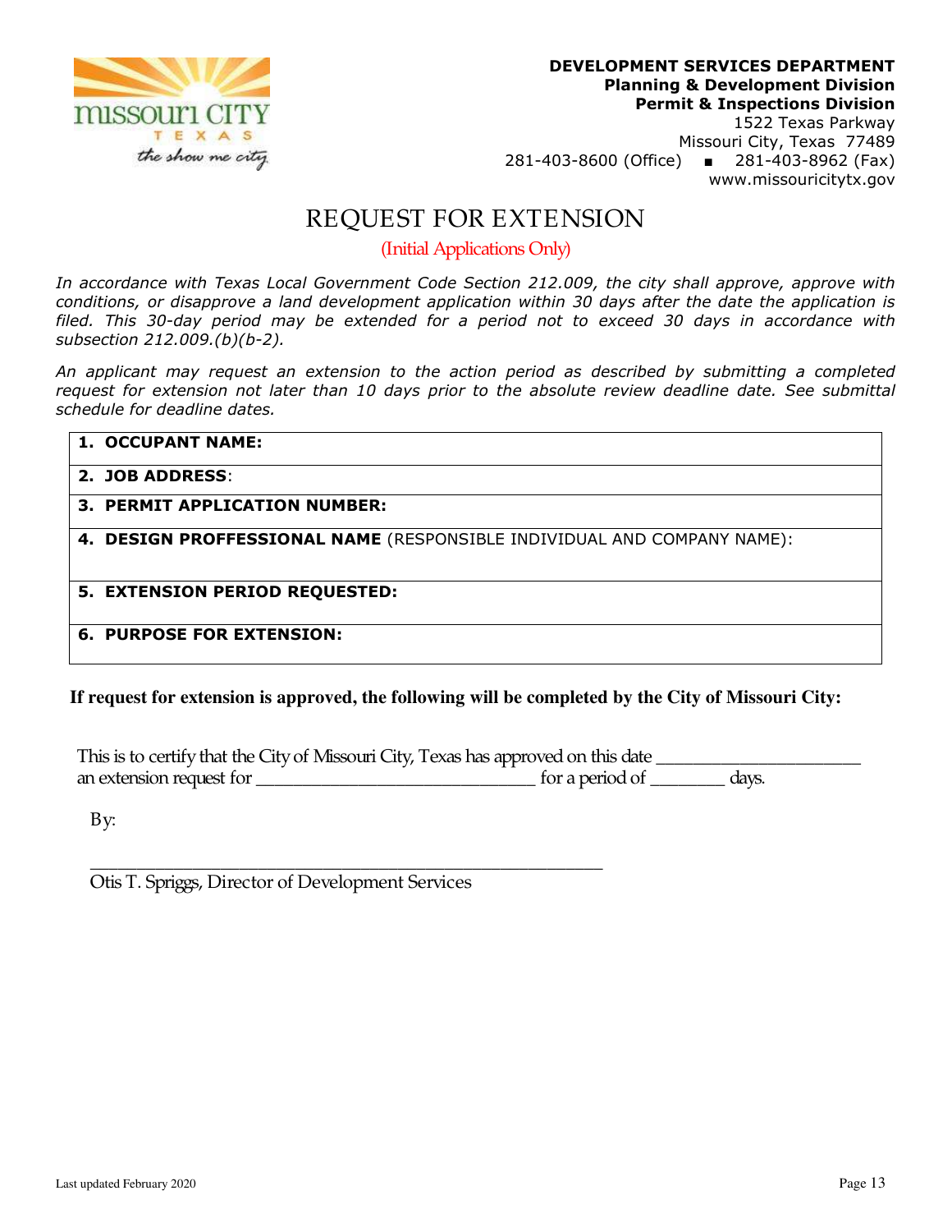**DEVELOPMENT SERVICES DEPARTMENT**
**Planning & Development Division**
**Permit & Inspections Division**
1522 Texas Parkway
Missouri City, Texas 77489
281-403-8600 (Office) ▪ 281-403-8962 (Fax)
www.missouricitytx.gov

# REQUEST FOR EXTENSION

(Initial Applications Only)

*In accordance with Texas Local Government Code Section 212.009, the city shall approve, approve with conditions, or disapprove a land development application within 30 days after the date the application is filed. This 30-day period may be extended for a period not to exceed 30 days in accordance with subsection 212.009.(b)(b-2).*

*An applicant may request an extension to the action period as described by submitting a completed request for extension not later than 10 days prior to the absolute review deadline date. See submittal schedule for deadline dates.*

| |
|---|
| **1. OCCUPANT NAME:** |
| **2. JOB ADDRESS**: |
| **3. PERMIT APPLICATION NUMBER:** |
| **4. DESIGN PROFFESSIONAL NAME** (RESPONSIBLE INDIVIDUAL AND COMPANY NAME): |
| **5. EXTENSION PERIOD REQUESTED:** |
| **6. PURPOSE FOR EXTENSION:** |

**If request for extension is approved, the following will be completed by the City of Missouri City:**

This is to certify that the City of Missouri City, Texas has approved on this date ______________________ an extension request for ______________________________ for a period of ________ days.

By:

__________________________________________________________
Otis T. Spriggs, Director of Development Services

Last updated February 2020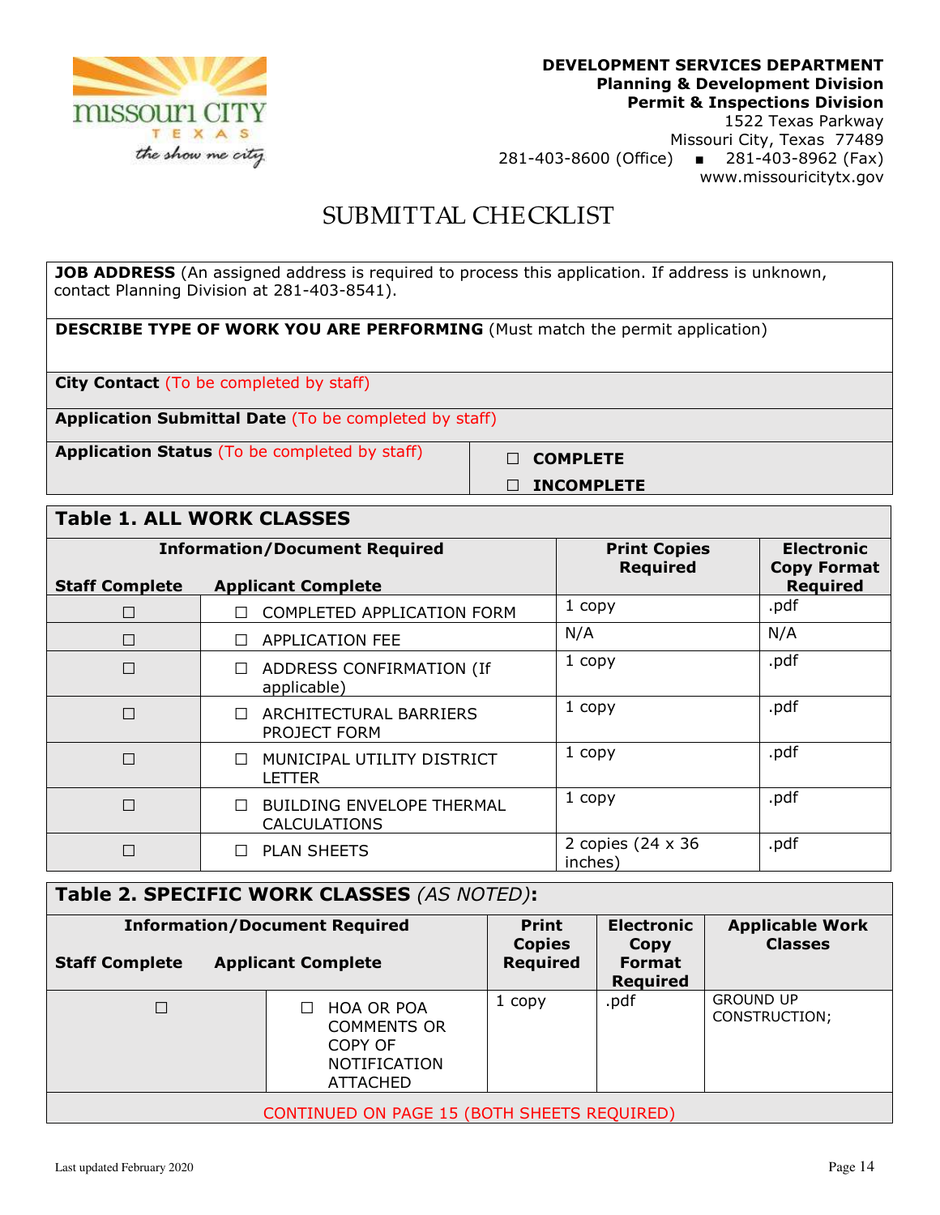**DEVELOPMENT SERVICES DEPARTMENT**
**Planning & Development Division**
**Permit & Inspections Division**
1522 Texas Parkway
Missouri City, Texas 77489
281-403-8600 (Office) ■ 281-403-8962 (Fax)
www.missouricitytx.gov

# SUBMITTAL CHECKLIST

| | |
|---|---|
| **JOB ADDRESS** (An assigned address is required to process this application. If address is unknown, contact Planning Division at 281-403-8541). | |
| **DESCRIBE TYPE OF WORK YOU ARE PERFORMING** (Must match the permit application) | |
| **City Contact** (To be completed by staff) | |
| **Application Submittal Date** (To be completed by staff) | |
| **Application Status** (To be completed by staff) | ☐ **COMPLETE**<br>☐ **INCOMPLETE** |

## Table 1. ALL WORK CLASSES

| Information/Document Required<br>Staff Complete | <br>Applicant Complete | Print Copies Required | Electronic Copy Format Required |
|---|---|---|---|
| ☐ | ☐ COMPLETED APPLICATION FORM | 1 copy | .pdf |
| ☐ | ☐ APPLICATION FEE | N/A | N/A |
| ☐ | ☐ ADDRESS CONFIRMATION (If applicable) | 1 copy | .pdf |
| ☐ | ☐ ARCHITECTURAL BARRIERS PROJECT FORM | 1 copy | .pdf |
| ☐ | ☐ MUNICIPAL UTILITY DISTRICT LETTER | 1 copy | .pdf |
| ☐ | ☐ BUILDING ENVELOPE THERMAL CALCULATIONS | 1 copy | .pdf |
| ☐ | ☐ PLAN SHEETS | 2 copies (24 x 36 inches) | .pdf |

## Table 2. SPECIFIC WORK CLASSES *(AS NOTED)*:

| Information/Document Required<br>Staff Complete | <br>Applicant Complete | Print Copies Required | Electronic Copy Format Required | Applicable Work Classes |
|---|---|---|---|---|
| ☐ | ☐ HOA OR POA COMMENTS OR COPY OF NOTIFICATION ATTACHED | 1 copy | .pdf | GROUND UP CONSTRUCTION; |

CONTINUED ON PAGE 15 (BOTH SHEETS REQUIRED)

Last updated February 2020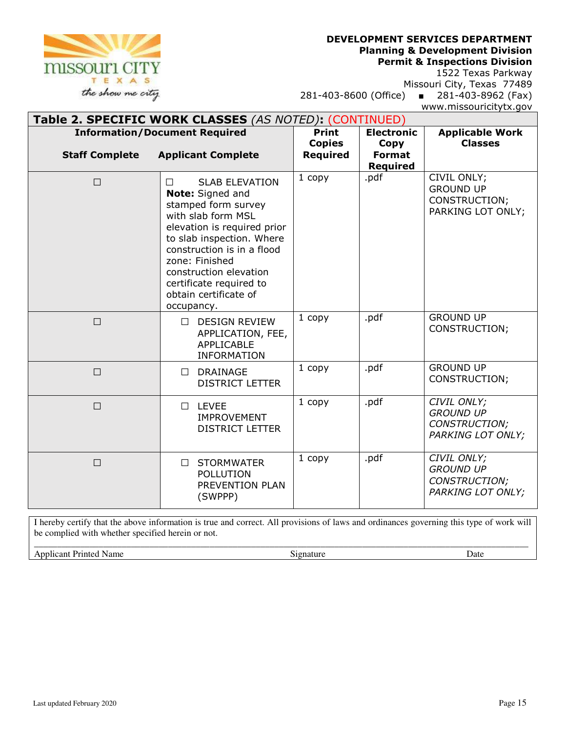**DEVELOPMENT SERVICES DEPARTMENT**
**Planning & Development Division**
**Permit & Inspections Division**
1522 Texas Parkway
Missouri City, Texas 77489
281-403-8600 (Office) ▪ 281-403-8962 (Fax)
www.missouricitytx.gov

## Table 2. SPECIFIC WORK CLASSES *(AS NOTED)*: (CONTINUED)

| Information/Document Required – Staff Complete | Information/Document Required – Applicant Complete | Print Copies Required | Electronic Copy Format Required | Applicable Work Classes |
|---|---|---|---|---|
| ☐ | ☐ SLAB ELEVATION **Note:** Signed and stamped form survey with slab form MSL elevation is required prior to slab inspection. Where construction is in a flood zone: Finished construction elevation certificate required to obtain certificate of occupancy. | 1 copy | .pdf | CIVIL ONLY; GROUND UP CONSTRUCTION; PARKING LOT ONLY; |
| ☐ | ☐ DESIGN REVIEW APPLICATION, FEE, APPLICABLE INFORMATION | 1 copy | .pdf | GROUND UP CONSTRUCTION; |
| ☐ | ☐ DRAINAGE DISTRICT LETTER | 1 copy | .pdf | GROUND UP CONSTRUCTION; |
| ☐ | ☐ LEVEE IMPROVEMENT DISTRICT LETTER | 1 copy | .pdf | *CIVIL ONLY; GROUND UP CONSTRUCTION; PARKING LOT ONLY;* |
| ☐ | ☐ STORMWATER POLLUTION PREVENTION PLAN (SWPPP) | 1 copy | .pdf | *CIVIL ONLY; GROUND UP CONSTRUCTION; PARKING LOT ONLY;* |

I hereby certify that the above information is true and correct. All provisions of laws and ordinances governing this type of work will be complied with whether specified herein or not.

\_\_\_\_\_\_\_\_\_\_\_\_\_\_\_\_\_\_\_\_\_\_\_\_\_\_\_\_\_\_\_\_\_\_\_\_\_\_\_\_\_\_\_\_\_\_\_\_\_\_\_\_\_\_\_\_\_\_\_\_\_\_\_\_\_\_\_\_\_\_\_\_\_\_\_\_\_\_

Applicant Printed Name Signature Date

Last updated February 2020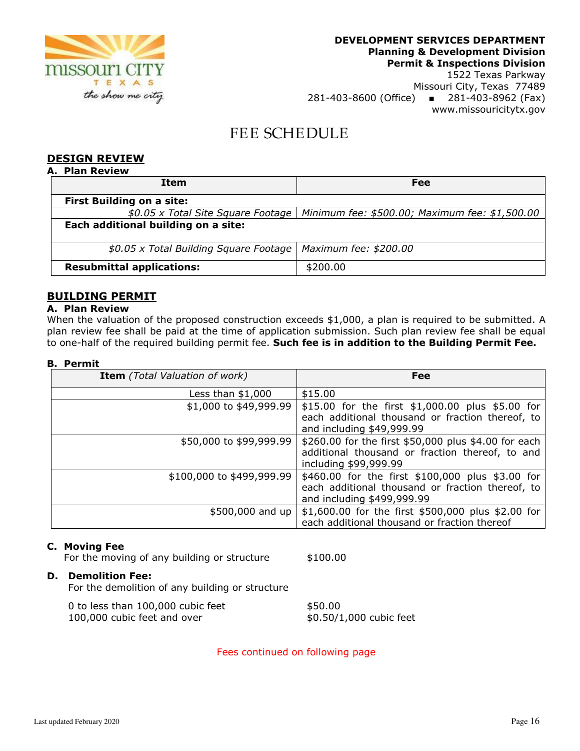**DEVELOPMENT SERVICES DEPARTMENT**
**Planning & Development Division**
**Permit & Inspections Division**
1522 Texas Parkway
Missouri City, Texas 77489
281-403-8600 (Office) ▪ 281-403-8962 (Fax)
www.missouricitytx.gov

# FEE SCHEDULE

## DESIGN REVIEW

### A. Plan Review

| Item | Fee |
|---|---|
| **First Building on a site:** | |
| *$0.05 x Total Site Square Footage* | *Minimum fee: $500.00; Maximum fee: $1,500.00* |
| **Each additional building on a site:** | |
| *$0.05 x Total Building Square Footage* | *Maximum fee: $200.00* |
| **Resubmittal applications:** | $200.00 |

## BUILDING PERMIT

### A. Plan Review

When the valuation of the proposed construction exceeds $1,000, a plan is required to be submitted. A plan review fee shall be paid at the time of application submission. Such plan review fee shall be equal to one-half of the required building permit fee. **Such fee is in addition to the Building Permit Fee.**

### B. Permit

| **Item** *(Total Valuation of work)* | Fee |
|---|---|
| Less than $1,000 | $15.00 |
| $1,000 to $49,999.99 | $15.00 for the first $1,000.00 plus $5.00 for each additional thousand or fraction thereof, to and including $49,999.99 |
| $50,000 to $99,999.99 | $260.00 for the first $50,000 plus $4.00 for each additional thousand or fraction thereof, to and including $99,999.99 |
| $100,000 to $499,999.99 | $460.00 for the first $100,000 plus $3.00 for each additional thousand or fraction thereof, to and including $499,999.99 |
| $500,000 and up | $1,600.00 for the first $500,000 plus $2.00 for each additional thousand or fraction thereof |

### C. Moving Fee

For the moving of any building or structure $100.00

### D. Demolition Fee:

For the demolition of any building or structure

| | |
|---|---|
| 0 to less than 100,000 cubic feet | $50.00 |
| 100,000 cubic feet and over | $0.50/1,000 cubic feet |

Fees continued on following page

Last updated February 2020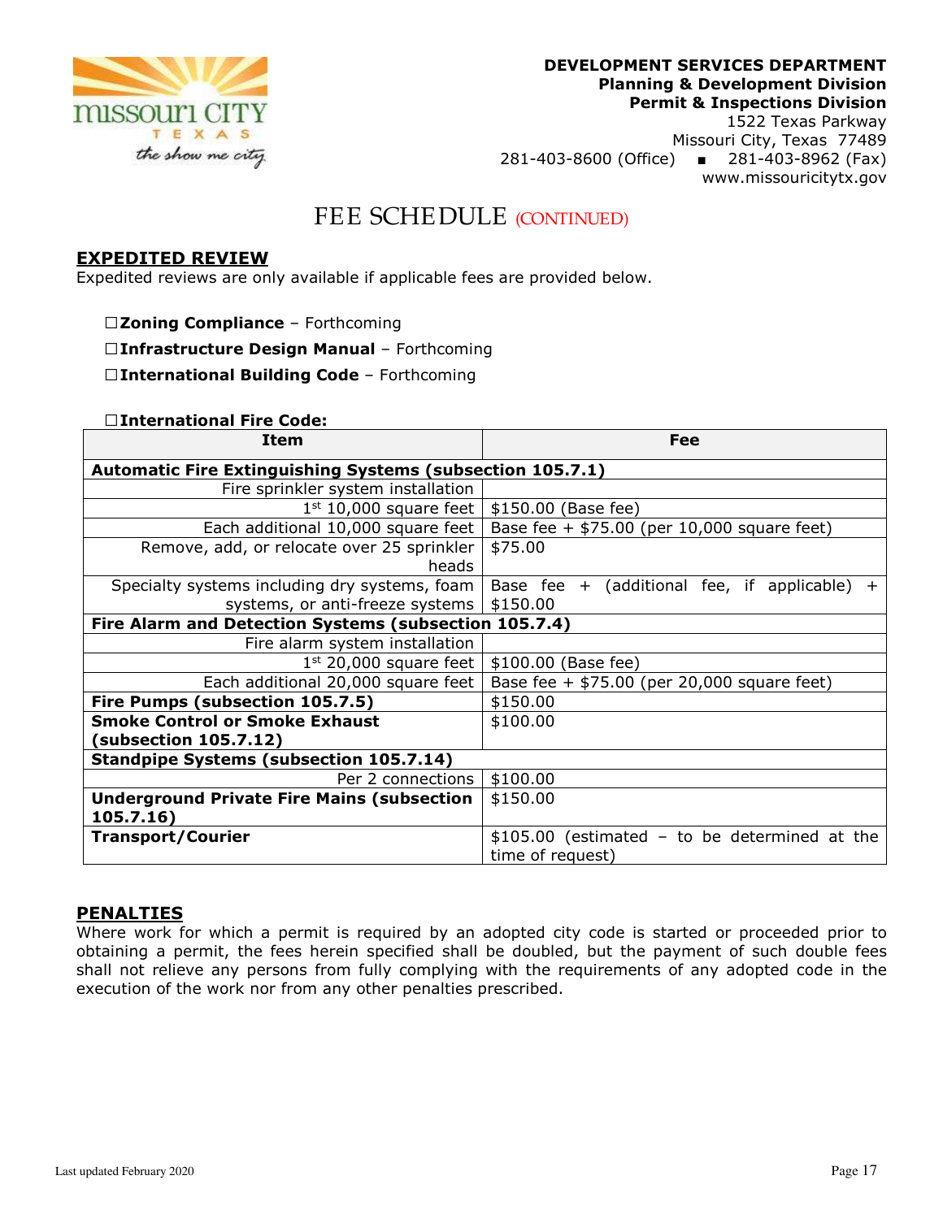**DEVELOPMENT SERVICES DEPARTMENT**
**Planning & Development Division**
**Permit & Inspections Division**
1522 Texas Parkway
Missouri City, Texas 77489
281-403-8600 (Office) ■ 281-403-8962 (Fax)
www.missouricitytx.gov

# FEE SCHEDULE (CONTINUED)

## EXPEDITED REVIEW

Expedited reviews are only available if applicable fees are provided below.

☐**Zoning Compliance** – Forthcoming

☐**Infrastructure Design Manual** – Forthcoming

☐**International Building Code** – Forthcoming

☐**International Fire Code:**

| Item | Fee |
|---|---|
| **Automatic Fire Extinguishing Systems (subsection 105.7.1)** | |
| Fire sprinkler system installation | |
| 1st 10,000 square feet | $150.00 (Base fee) |
| Each additional 10,000 square feet | Base fee + $75.00 (per 10,000 square feet) |
| Remove, add, or relocate over 25 sprinkler heads | $75.00 |
| Specialty systems including dry systems, foam systems, or anti-freeze systems | Base fee + (additional fee, if applicable) + $150.00 |
| **Fire Alarm and Detection Systems (subsection 105.7.4)** | |
| Fire alarm system installation | |
| 1st 20,000 square feet | $100.00 (Base fee) |
| Each additional 20,000 square feet | Base fee + $75.00 (per 20,000 square feet) |
| **Fire Pumps (subsection 105.7.5)** | $150.00 |
| **Smoke Control or Smoke Exhaust (subsection 105.7.12)** | $100.00 |
| **Standpipe Systems (subsection 105.7.14)** | |
| Per 2 connections | $100.00 |
| **Underground Private Fire Mains (subsection 105.7.16)** | $150.00 |
| **Transport/Courier** | $105.00 (estimated – to be determined at the time of request) |

## PENALTIES

Where work for which a permit is required by an adopted city code is started or proceeded prior to obtaining a permit, the fees herein specified shall be doubled, but the payment of such double fees shall not relieve any persons from fully complying with the requirements of any adopted code in the execution of the work nor from any other penalties prescribed.

Last updated February 2020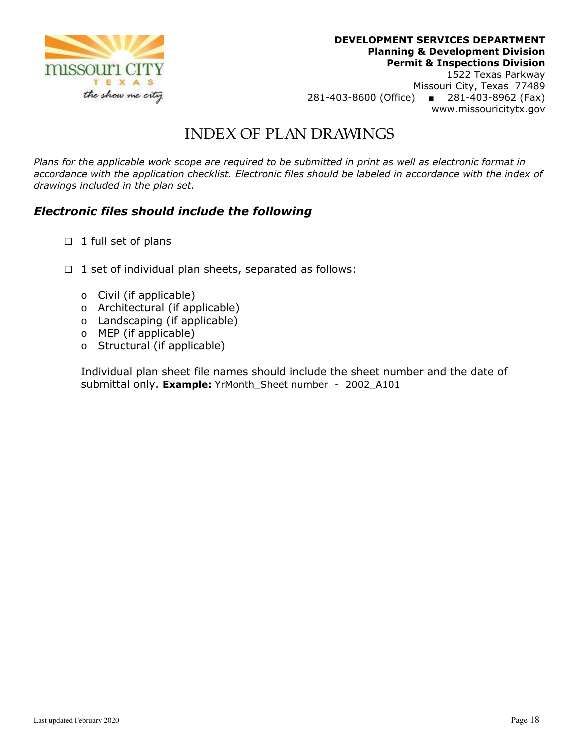**DEVELOPMENT SERVICES DEPARTMENT**
**Planning & Development Division**
**Permit & Inspections Division**
1522 Texas Parkway
Missouri City, Texas 77489
281-403-8600 (Office) ■ 281-403-8962 (Fax)
www.missouricitytx.gov

# INDEX OF PLAN DRAWINGS

*Plans for the applicable work scope are required to be submitted in print as well as electronic format in accordance with the application checklist. Electronic files should be labeled in accordance with the index of drawings included in the plan set.*

## *Electronic files should include the following*

- ☐ 1 full set of plans

- ☐ 1 set of individual plan sheets, separated as follows:

  - Civil (if applicable)
  - Architectural (if applicable)
  - Landscaping (if applicable)
  - MEP (if applicable)
  - Structural (if applicable)

  Individual plan sheet file names should include the sheet number and the date of submittal only. **Example:** YrMonth_Sheet number - 2002_A101

Last updated February 2020